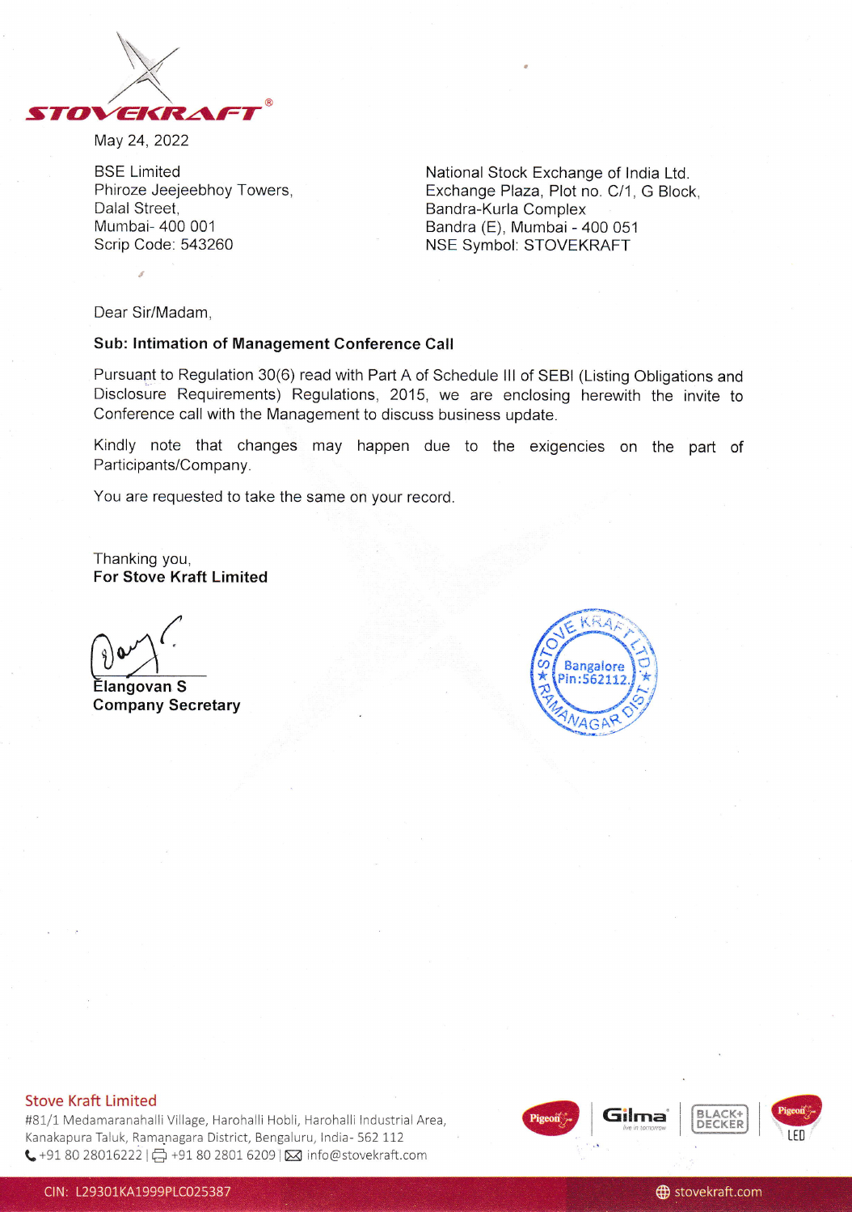May 24, 2022

BSE Limited
Phiroze Jeejeebhoy Towers,
Dalal Street,
Mumbai- 400 001
Scrip Code: 543260

National Stock Exchange of India Ltd.
Exchange Plaza, Plot no. C/1, G Block,
Bandra-Kurla Complex
Bandra (E), Mumbai - 400 051
NSE Symbol: STOVEKRAFT

Dear Sir/Madam,

**Sub: Intimation of Management Conference Call**

Pursuant to Regulation 30(6) read with Part A of Schedule III of SEBI (Listing Obligations and Disclosure Requirements) Regulations, 2015, we are enclosing herewith the invite to Conference call with the Management to discuss business update.

Kindly note that changes may happen due to the exigencies on the part of Participants/Company.

You are requested to take the same on your record.

Thanking you,
**For Stove Kraft Limited**

Elangovan S
**Company Secretary**

**Stove Kraft Limited**
#81/1 Medamaranahalli Village, Harohalli Hobli, Harohalli Industrial Area, Kanakapura Taluk, Ramanagara District, Bengaluru, India- 562 112
+91 80 28016222 | +91 80 2801 6209 | info@stovekraft.com

CIN: L29301KA1999PLC025387 stovekraft.com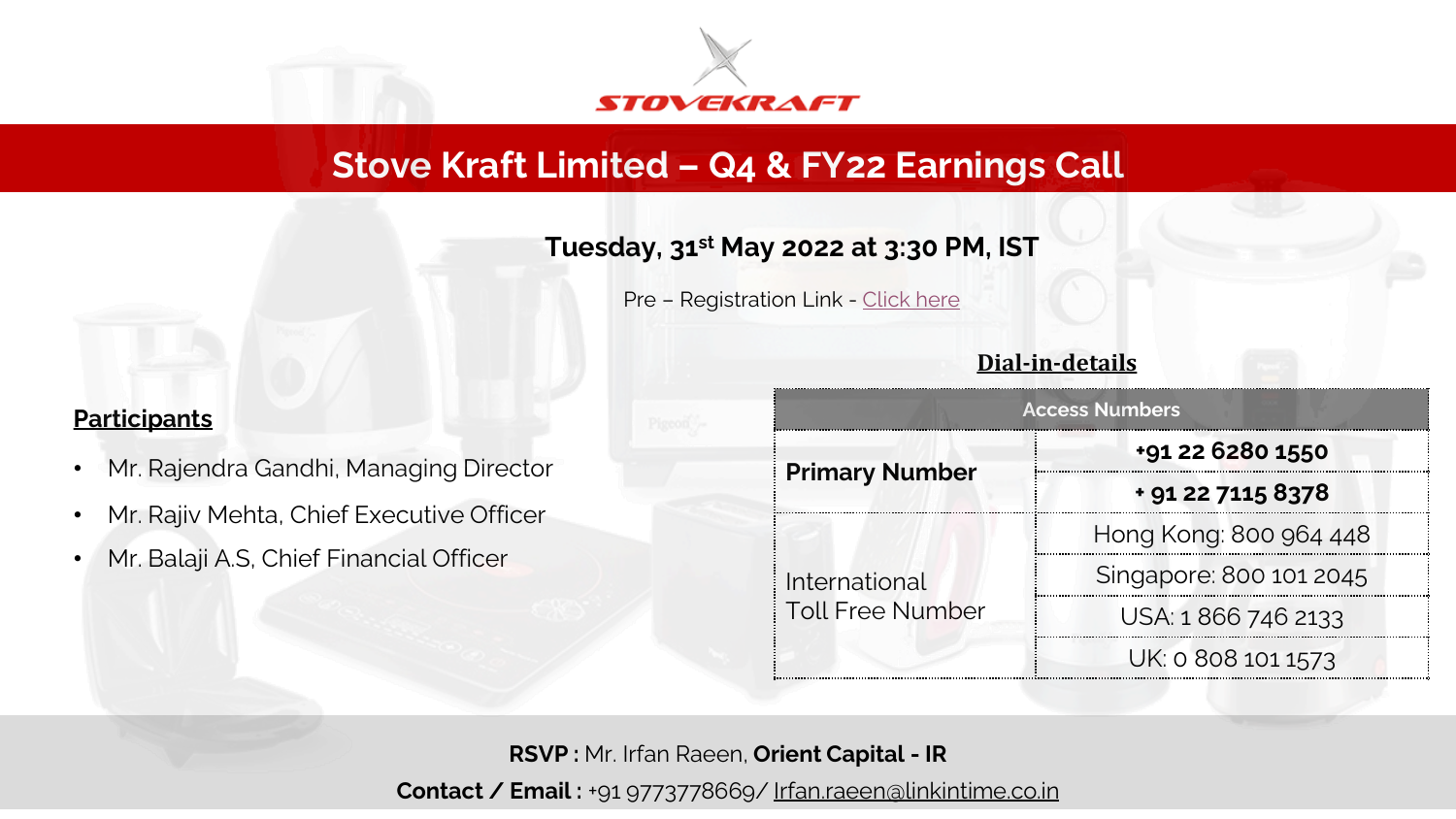STOVEKRAFT

# Stove Kraft Limited – Q4 & FY22 Earnings Call

**Tuesday, 31st May 2022 at 3:30 PM, IST**

Pre – Registration Link - Click here

**Participants**

- Mr. Rajendra Gandhi, Managing Director
- Mr. Rajiv Mehta, Chief Executive Officer
- Mr. Balaji A.S, Chief Financial Officer

**Dial-in-details**

| Access Numbers | |
|---|---|
| **Primary Number** | **+91 22 6280 1550** |
| | **+ 91 22 7115 8378** |
| International Toll Free Number | Hong Kong: 800 964 448 |
| | Singapore: 800 101 2045 |
| | USA: 1 866 746 2133 |
| | UK: 0 808 101 1573 |

**RSVP :** Mr. Irfan Raeen, **Orient Capital - IR**

**Contact / Email :** +91 9773778669/ Irfan.raeen@linkintime.co.in